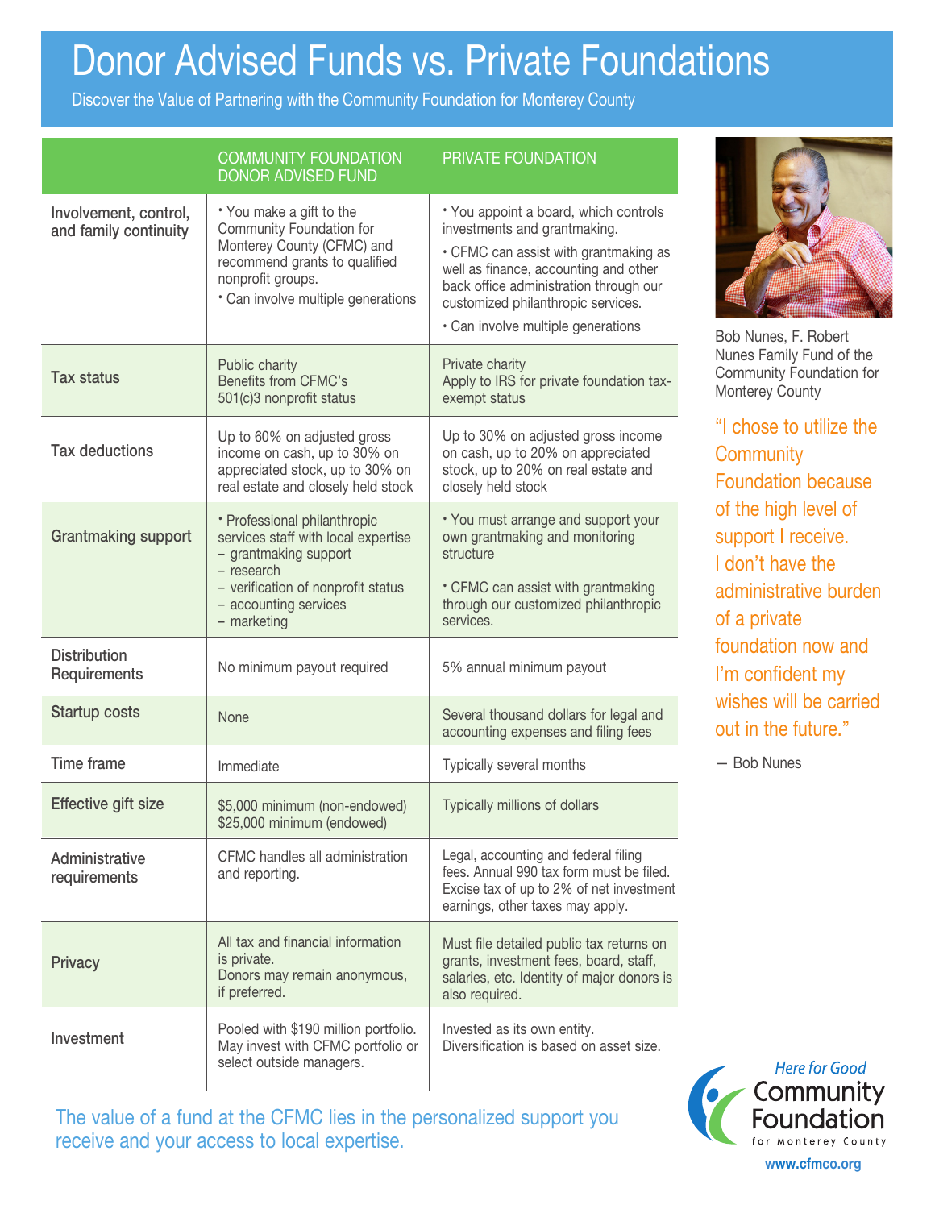# Donor Advised Funds vs. Private Foundations

Discover the Value of Partnering with the Community Foundation for Monterey County

| | COMMUNITY FOUNDATION DONOR ADVISED FUND | PRIVATE FOUNDATION |
|---|---|---|
| Involvement, control, and family continuity | • You make a gift to the Community Foundation for Monterey County (CFMC) and recommend grants to qualified nonprofit groups.<br>• Can involve multiple generations | • You appoint a board, which controls investments and grantmaking.<br>• CFMC can assist with grantmaking as well as finance, accounting and other back office administration through our customized philanthropic services.<br>• Can involve multiple generations |
| Tax status | Public charity<br>Benefits from CFMC's 501(c)3 nonprofit status | Private charity<br>Apply to IRS for private foundation tax-exempt status |
| Tax deductions | Up to 60% on adjusted gross income on cash, up to 30% on appreciated stock, up to 30% on real estate and closely held stock | Up to 30% on adjusted gross income on cash, up to 20% on appreciated stock, up to 20% on real estate and closely held stock |
| Grantmaking support | • Professional philanthropic services staff with local expertise<br>– grantmaking support<br>– research<br>– verification of nonprofit status<br>– accounting services<br>– marketing | • You must arrange and support your own grantmaking and monitoring structure<br>• CFMC can assist with grantmaking through our customized philanthropic services. |
| Distribution Requirements | No minimum payout required | 5% annual minimum payout |
| Startup costs | None | Several thousand dollars for legal and accounting expenses and filing fees |
| Time frame | Immediate | Typically several months |
| Effective gift size | $5,000 minimum (non-endowed)<br>$25,000 minimum (endowed) | Typically millions of dollars |
| Administrative requirements | CFMC handles all administration and reporting. | Legal, accounting and federal filing fees. Annual 990 tax form must be filed. Excise tax of up to 2% of net investment earnings, other taxes may apply. |
| Privacy | All tax and financial information is private.<br>Donors may remain anonymous, if preferred. | Must file detailed public tax returns on grants, investment fees, board, staff, salaries, etc. Identity of major donors is also required. |
| Investment | Pooled with $190 million portfolio. May invest with CFMC portfolio or select outside managers. | Invested as its own entity. Diversification is based on asset size. |

Bob Nunes, F. Robert Nunes Family Fund of the Community Foundation for Monterey County

"I chose to utilize the Community Foundation because of the high level of support I receive. I don't have the administrative burden of a private foundation now and I'm confident my wishes will be carried out in the future."

— Bob Nunes

The value of a fund at the CFMC lies in the personalized support you receive and your access to local expertise.

Here for Good
Community Foundation
for Monterey County
www.cfmco.org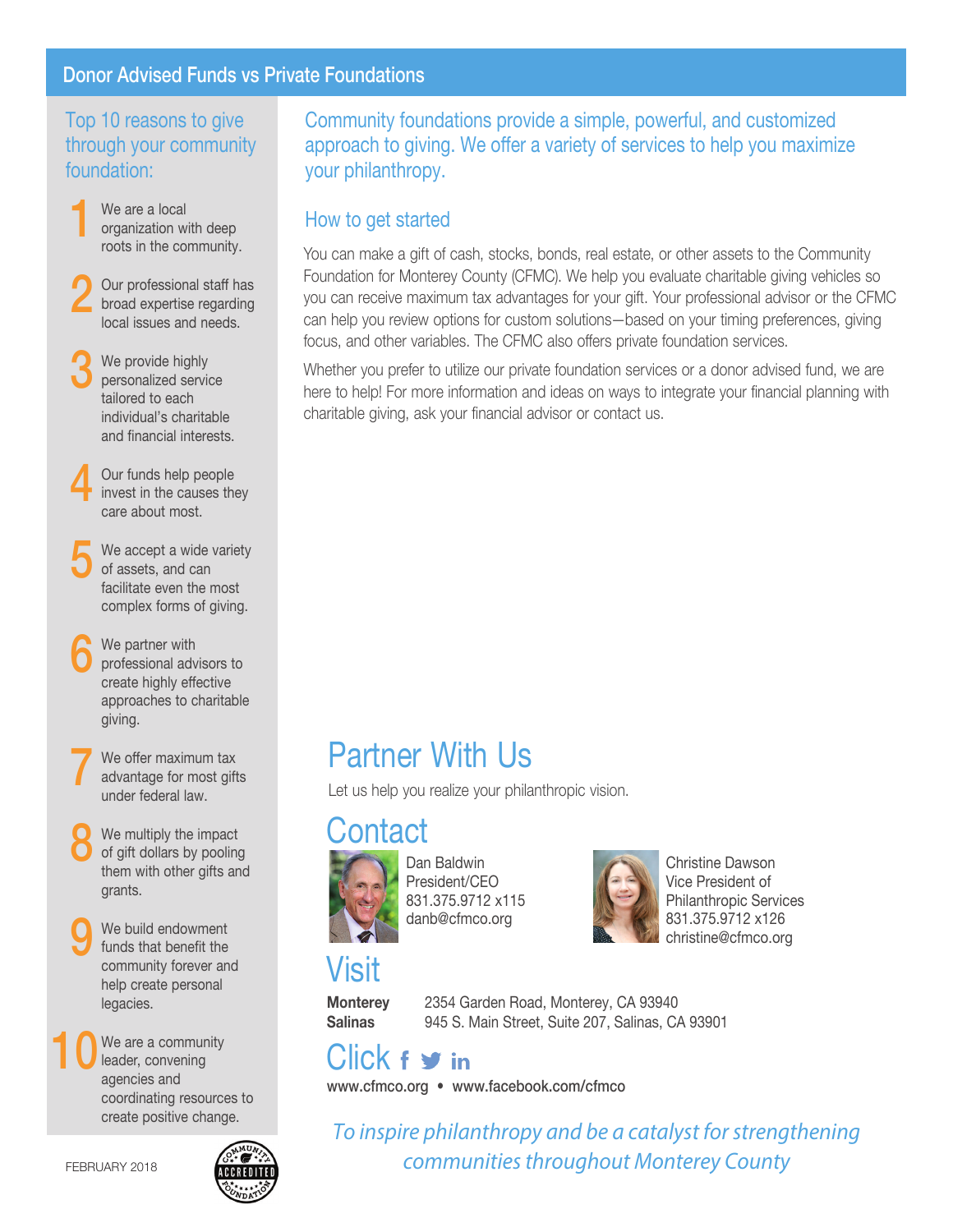## Donor Advised Funds vs Private Foundations

### Top 10 reasons to give through your community foundation:

1. We are a local organization with deep roots in the community.
2. Our professional staff has broad expertise regarding local issues and needs.
3. We provide highly personalized service tailored to each individual's charitable and financial interests.
4. Our funds help people invest in the causes they care about most.
5. We accept a wide variety of assets, and can facilitate even the most complex forms of giving.
6. We partner with professional advisors to create highly effective approaches to charitable giving.
7. We offer maximum tax advantage for most gifts under federal law.
8. We multiply the impact of gift dollars by pooling them with other gifts and grants.
9. We build endowment funds that benefit the community forever and help create personal legacies.
10. We are a community leader, convening agencies and coordinating resources to create positive change.

Community foundations provide a simple, powerful, and customized approach to giving. We offer a variety of services to help you maximize your philanthropy.

### How to get started

You can make a gift of cash, stocks, bonds, real estate, or other assets to the Community Foundation for Monterey County (CFMC). We help you evaluate charitable giving vehicles so you can receive maximum tax advantages for your gift. Your professional advisor or the CFMC can help you review options for custom solutions—based on your timing preferences, giving focus, and other variables. The CFMC also offers private foundation services.

Whether you prefer to utilize our private foundation services or a donor advised fund, we are here to help! For more information and ideas on ways to integrate your financial planning with charitable giving, ask your financial advisor or contact us.

## Partner With Us

Let us help you realize your philanthropic vision.

## Contact

Dan Baldwin
President/CEO
831.375.9712 x115
danb@cfmco.org

Christine Dawson
Vice President of Philanthropic Services
831.375.9712 x126
christine@cfmco.org

## Visit

**Monterey** 2354 Garden Road, Monterey, CA 93940
**Salinas** 945 S. Main Street, Suite 207, Salinas, CA 93901

## Click

www.cfmco.org • www.facebook.com/cfmco

*To inspire philanthropy and be a catalyst for strengthening communities throughout Monterey County*

FEBRUARY 2018